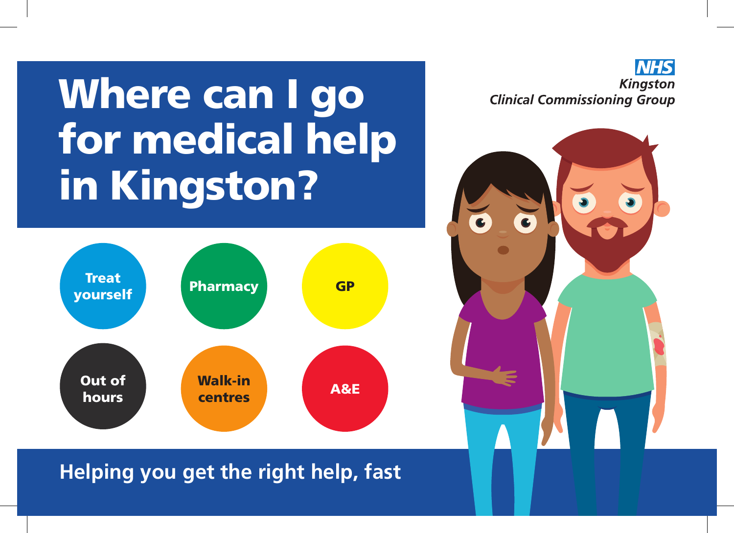**NHS**
*Kingston Clinical Commissioning Group*

# Where can I go for medical help in Kingston?

- **Treat yourself**
- **Pharmacy**
- **GP**
- **Out of hours**
- **Walk-in centres**
- **A&E**

**Helping you get the right help, fast**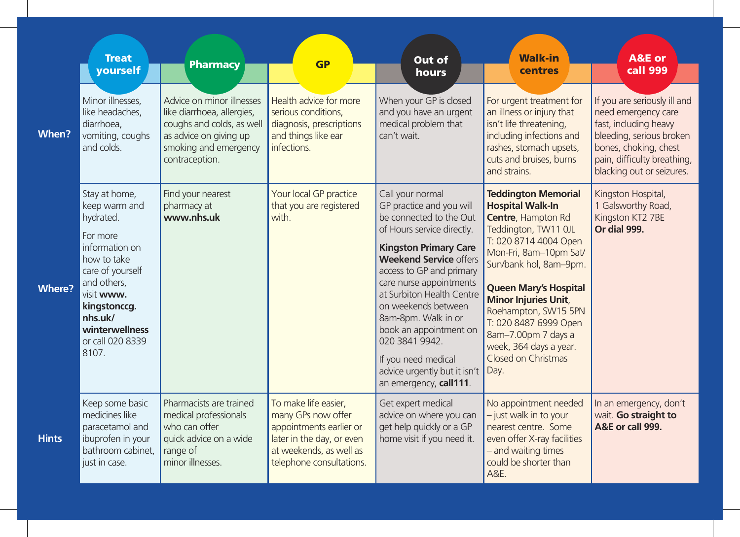| | Treat yourself | Pharmacy | GP | Out of hours | Walk-in centres | A&E or call 999 |
|---|---|---|---|---|---|---|
| **When?** | Minor illnesses, like headaches, diarrhoea, vomiting, coughs and colds. | Advice on minor illnesses like diarrhoea, allergies, coughs and colds, as well as advice on giving up smoking and emergency contraception. | Health advice for more serious conditions, diagnosis, prescriptions and things like ear infections. | When your GP is closed and you have an urgent medical problem that can't wait. | For urgent treatment for an illness or injury that isn't life threatening, including infections and rashes, stomach upsets, cuts and bruises, burns and strains. | If you are seriously ill and need emergency care fast, including heavy bleeding, serious broken bones, choking, chest pain, difficulty breathing, blacking out or seizures. |
| **Where?** | Stay at home, keep warm and hydrated.<br><br>For more information on how to take care of yourself and others, visit **www.kingstonccg.nhs.uk/winterwellness** or call 020 8339 8107. | Find your nearest pharmacy at **www.nhs.uk** | Your local GP practice that you are registered with. | Call your normal GP practice and you will be connected to the Out of Hours service directly.<br><br>**Kingston Primary Care Weekend Service** offers access to GP and primary care nurse appointments at Surbiton Health Centre on weekends between 8am-8pm. Walk in or book an appointment on 020 3841 9942.<br><br>If you need medical advice urgently but it isn't an emergency, **call111**. | **Teddington Memorial Hospital Walk-In Centre**, Hampton Rd Teddington, TW11 0JL T: 020 8714 4004 Open Mon-Fri, 8am–10pm Sat/Sun/bank hol, 8am–9pm.<br><br>**Queen Mary's Hospital Minor Injuries Unit**, Roehampton, SW15 5PN T: 020 8487 6999 Open 8am–7.00pm 7 days a week, 364 days a year. Closed on Christmas Day. | Kingston Hospital, 1 Galsworthy Road, Kingston KT2 7BE **Or dial 999.** |
| **Hints** | Keep some basic medicines like paracetamol and ibuprofen in your bathroom cabinet, just in case. | Pharmacists are trained medical professionals who can offer quick advice on a wide range of minor illnesses. | To make life easier, many GPs now offer appointments earlier or later in the day, or even at weekends, as well as telephone consultations. | Get expert medical advice on where you can get help quickly or a GP home visit if you need it. | No appointment needed – just walk in to your nearest centre. Some even offer X-ray facilities – and waiting times could be shorter than A&E. | In an emergency, don't wait. **Go straight to A&E or call 999.** |